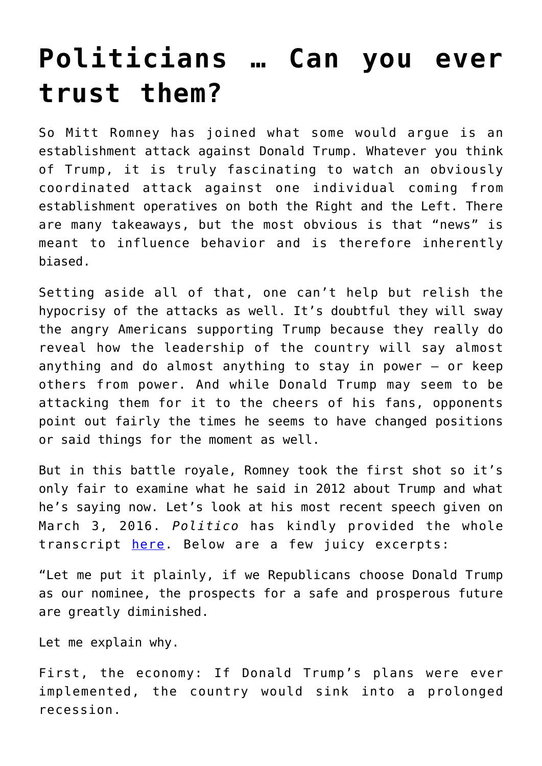# Politicians … Can you ever trust them?

So Mitt Romney has joined what some would argue is an establishment attack against Donald Trump. Whatever you think of Trump, it is truly fascinating to watch an obviously coordinated attack against one individual coming from establishment operatives on both the Right and the Left. There are many takeaways, but the most obvious is that "news" is meant to influence behavior and is therefore inherently biased.

Setting aside all of that, one can't help but relish the hypocrisy of the attacks as well. It's doubtful they will sway the angry Americans supporting Trump because they really do reveal how the leadership of the country will say almost anything and do almost anything to stay in power – or keep others from power. And while Donald Trump may seem to be attacking them for it to the cheers of his fans, opponents point out fairly the times he seems to have changed positions or said things for the moment as well.

But in this battle royale, Romney took the first shot so it's only fair to examine what he said in 2012 about Trump and what he's saying now. Let's look at his most recent speech given on March 3, 2016. *Politico* has kindly provided the whole transcript [here](). Below are a few juicy excerpts:

"Let me put it plainly, if we Republicans choose Donald Trump as our nominee, the prospects for a safe and prosperous future are greatly diminished.

Let me explain why.

First, the economy: If Donald Trump's plans were ever implemented, the country would sink into a prolonged recession.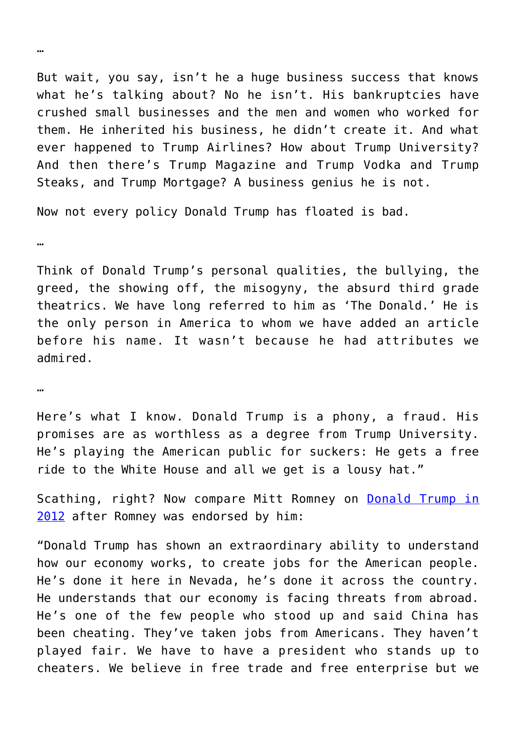…

But wait, you say, isn't he a huge business success that knows what he's talking about? No he isn't. His bankruptcies have crushed small businesses and the men and women who worked for them. He inherited his business, he didn't create it. And what ever happened to Trump Airlines? How about Trump University? And then there's Trump Magazine and Trump Vodka and Trump Steaks, and Trump Mortgage? A business genius he is not.

Now not every policy Donald Trump has floated is bad.

…

Think of Donald Trump's personal qualities, the bullying, the greed, the showing off, the misogyny, the absurd third grade theatrics. We have long referred to him as 'The Donald.' He is the only person in America to whom we have added an article before his name. It wasn't because he had attributes we admired.

…

Here's what I know. Donald Trump is a phony, a fraud. His promises are as worthless as a degree from Trump University. He's playing the American public for suckers: He gets a free ride to the White House and all we get is a lousy hat."

Scathing, right? Now compare Mitt Romney on [Donald Trump in 2012]() after Romney was endorsed by him:

"Donald Trump has shown an extraordinary ability to understand how our economy works, to create jobs for the American people. He's done it here in Nevada, he's done it across the country. He understands that our economy is facing threats from abroad. He's one of the few people who stood up and said China has been cheating. They've taken jobs from Americans. They haven't played fair. We have to have a president who stands up to cheaters. We believe in free trade and free enterprise but we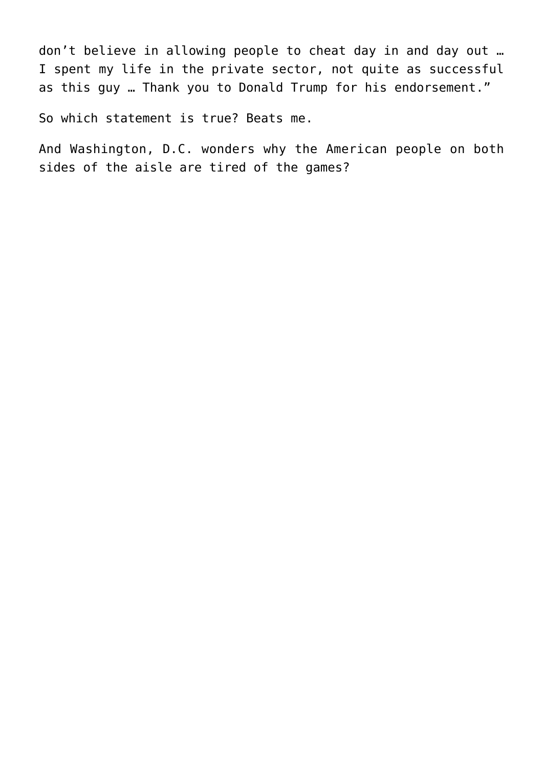don't believe in allowing people to cheat day in and day out … I spent my life in the private sector, not quite as successful as this guy … Thank you to Donald Trump for his endorsement."

So which statement is true? Beats me.

And Washington, D.C. wonders why the American people on both sides of the aisle are tired of the games?